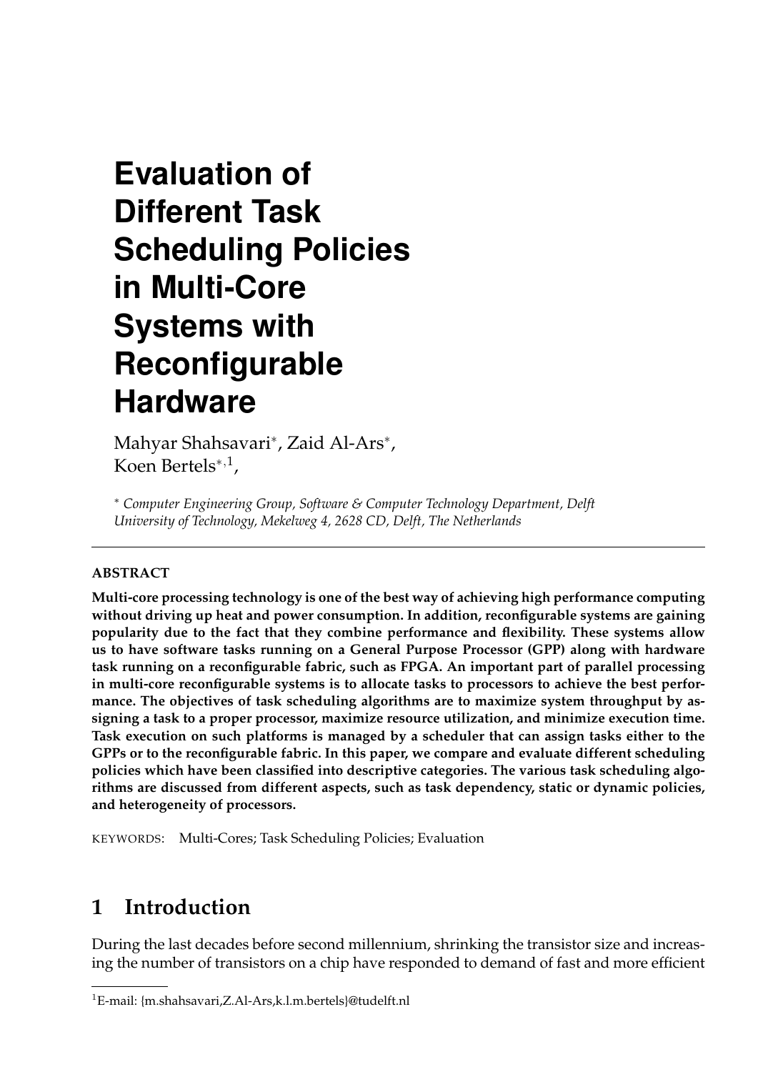# Evaluation of Different Task Scheduling Policies in Multi-Core Systems with Reconfigurable Hardware

Mahyar Shahsavari*, Zaid Al-Ars*, Koen Bertels*,[1],

* *Computer Engineering Group, Software & Computer Technology Department, Delft University of Technology, Mekelweg 4, 2628 CD, Delft, The Netherlands*

---

**ABSTRACT**

**Multi-core processing technology is one of the best way of achieving high performance computing without driving up heat and power consumption. In addition, reconfigurable systems are gaining popularity due to the fact that they combine performance and flexibility. These systems allow us to have software tasks running on a General Purpose Processor (GPP) along with hardware task running on a reconfigurable fabric, such as FPGA. An important part of parallel processing in multi-core reconfigurable systems is to allocate tasks to processors to achieve the best performance. The objectives of task scheduling algorithms are to maximize system throughput by assigning a task to a proper processor, maximize resource utilization, and minimize execution time. Task execution on such platforms is managed by a scheduler that can assign tasks either to the GPPs or to the reconfigurable fabric. In this paper, we compare and evaluate different scheduling policies which have been classified into descriptive categories. The various task scheduling algorithms are discussed from different aspects, such as task dependency, static or dynamic policies, and heterogeneity of processors.**

KEYWORDS: Multi-Cores; Task Scheduling Policies; Evaluation

## 1 Introduction

During the last decades before second millennium, shrinking the transistor size and increasing the number of transistors on a chip have responded to demand of fast and more efficient

---

[1] E-mail: {m.shahsavari,Z.Al-Ars,k.l.m.bertels}@tudelft.nl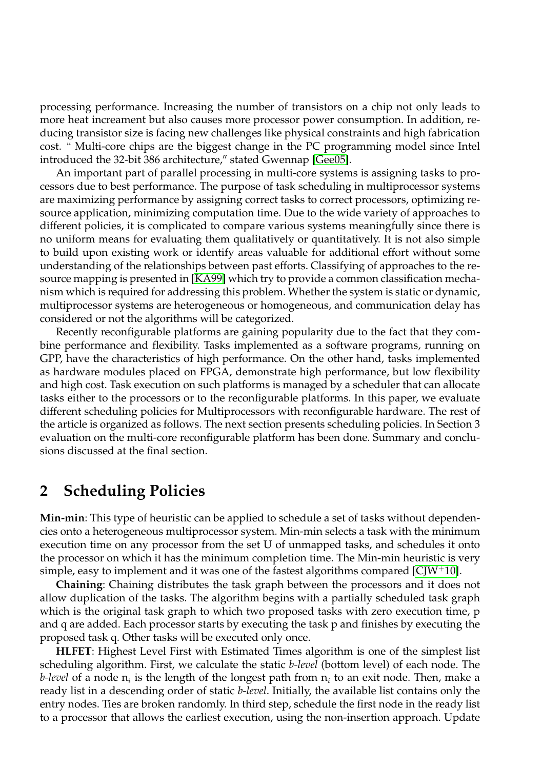processing performance. Increasing the number of transistors on a chip not only leads to more heat increament but also causes more processor power consumption. In addition, reducing transistor size is facing new challenges like physical constraints and high fabrication cost. " Multi-core chips are the biggest change in the PC programming model since Intel introduced the 32-bit 386 architecture," stated Gwennap [Gee05].

An important part of parallel processing in multi-core systems is assigning tasks to processors due to best performance. The purpose of task scheduling in multiprocessor systems are maximizing performance by assigning correct tasks to correct processors, optimizing resource application, minimizing computation time. Due to the wide variety of approaches to different policies, it is complicated to compare various systems meaningfully since there is no uniform means for evaluating them qualitatively or quantitatively. It is not also simple to build upon existing work or identify areas valuable for additional effort without some understanding of the relationships between past efforts. Classifying of approaches to the resource mapping is presented in [KA99] which try to provide a common classification mechanism which is required for addressing this problem. Whether the system is static or dynamic, multiprocessor systems are heterogeneous or homogeneous, and communication delay has considered or not the algorithms will be categorized.

Recently reconfigurable platforms are gaining popularity due to the fact that they combine performance and flexibility. Tasks implemented as a software programs, running on GPP, have the characteristics of high performance. On the other hand, tasks implemented as hardware modules placed on FPGA, demonstrate high performance, but low flexibility and high cost. Task execution on such platforms is managed by a scheduler that can allocate tasks either to the processors or to the reconfigurable platforms. In this paper, we evaluate different scheduling policies for Multiprocessors with reconfigurable hardware. The rest of the article is organized as follows. The next section presents scheduling policies. In Section 3 evaluation on the multi-core reconfigurable platform has been done. Summary and conclusions discussed at the final section.

## 2 Scheduling Policies

**Min-min**: This type of heuristic can be applied to schedule a set of tasks without dependencies onto a heterogeneous multiprocessor system. Min-min selects a task with the minimum execution time on any processor from the set U of unmapped tasks, and schedules it onto the processor on which it has the minimum completion time. The Min-min heuristic is very simple, easy to implement and it was one of the fastest algorithms compared [CJW+10].

**Chaining**: Chaining distributes the task graph between the processors and it does not allow duplication of the tasks. The algorithm begins with a partially scheduled task graph which is the original task graph to which two proposed tasks with zero execution time, p and q are added. Each processor starts by executing the task p and finishes by executing the proposed task q. Other tasks will be executed only once.

**HLFET**: Highest Level First with Estimated Times algorithm is one of the simplest list scheduling algorithm. First, we calculate the static *b-level* (bottom level) of each node. The *b-level* of a node $n_i$ is the length of the longest path from $n_i$ to an exit node. Then, make a ready list in a descending order of static *b-level*. Initially, the available list contains only the entry nodes. Ties are broken randomly. In third step, schedule the first node in the ready list to a processor that allows the earliest execution, using the non-insertion approach. Update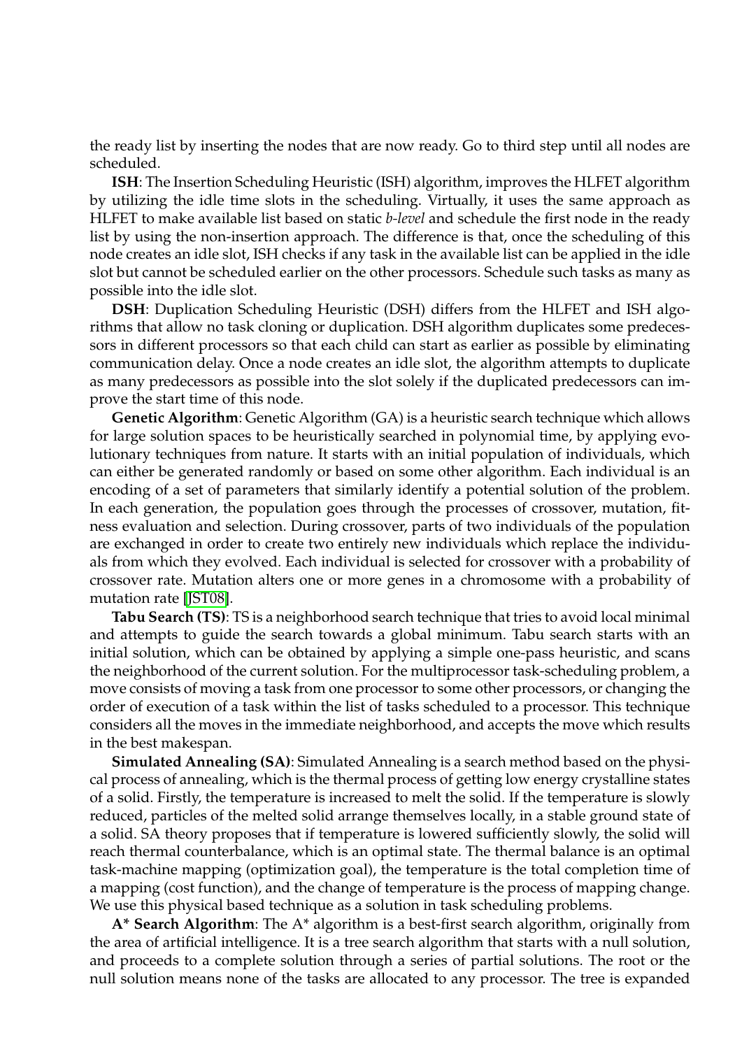the ready list by inserting the nodes that are now ready. Go to third step until all nodes are scheduled.

**ISH**: The Insertion Scheduling Heuristic (ISH) algorithm, improves the HLFET algorithm by utilizing the idle time slots in the scheduling. Virtually, it uses the same approach as HLFET to make available list based on static *b-level* and schedule the first node in the ready list by using the non-insertion approach. The difference is that, once the scheduling of this node creates an idle slot, ISH checks if any task in the available list can be applied in the idle slot but cannot be scheduled earlier on the other processors. Schedule such tasks as many as possible into the idle slot.

**DSH**: Duplication Scheduling Heuristic (DSH) differs from the HLFET and ISH algorithms that allow no task cloning or duplication. DSH algorithm duplicates some predecessors in different processors so that each child can start as earlier as possible by eliminating communication delay. Once a node creates an idle slot, the algorithm attempts to duplicate as many predecessors as possible into the slot solely if the duplicated predecessors can improve the start time of this node.

**Genetic Algorithm**: Genetic Algorithm (GA) is a heuristic search technique which allows for large solution spaces to be heuristically searched in polynomial time, by applying evolutionary techniques from nature. It starts with an initial population of individuals, which can either be generated randomly or based on some other algorithm. Each individual is an encoding of a set of parameters that similarly identify a potential solution of the problem. In each generation, the population goes through the processes of crossover, mutation, fitness evaluation and selection. During crossover, parts of two individuals of the population are exchanged in order to create two entirely new individuals which replace the individuals from which they evolved. Each individual is selected for crossover with a probability of crossover rate. Mutation alters one or more genes in a chromosome with a probability of mutation rate [JST08].

**Tabu Search (TS)**: TS is a neighborhood search technique that tries to avoid local minimal and attempts to guide the search towards a global minimum. Tabu search starts with an initial solution, which can be obtained by applying a simple one-pass heuristic, and scans the neighborhood of the current solution. For the multiprocessor task-scheduling problem, a move consists of moving a task from one processor to some other processors, or changing the order of execution of a task within the list of tasks scheduled to a processor. This technique considers all the moves in the immediate neighborhood, and accepts the move which results in the best makespan.

**Simulated Annealing (SA)**: Simulated Annealing is a search method based on the physical process of annealing, which is the thermal process of getting low energy crystalline states of a solid. Firstly, the temperature is increased to melt the solid. If the temperature is slowly reduced, particles of the melted solid arrange themselves locally, in a stable ground state of a solid. SA theory proposes that if temperature is lowered sufficiently slowly, the solid will reach thermal counterbalance, which is an optimal state. The thermal balance is an optimal task-machine mapping (optimization goal), the temperature is the total completion time of a mapping (cost function), and the change of temperature is the process of mapping change. We use this physical based technique as a solution in task scheduling problems.

**A* Search Algorithm**: The A* algorithm is a best-first search algorithm, originally from the area of artificial intelligence. It is a tree search algorithm that starts with a null solution, and proceeds to a complete solution through a series of partial solutions. The root or the null solution means none of the tasks are allocated to any processor. The tree is expanded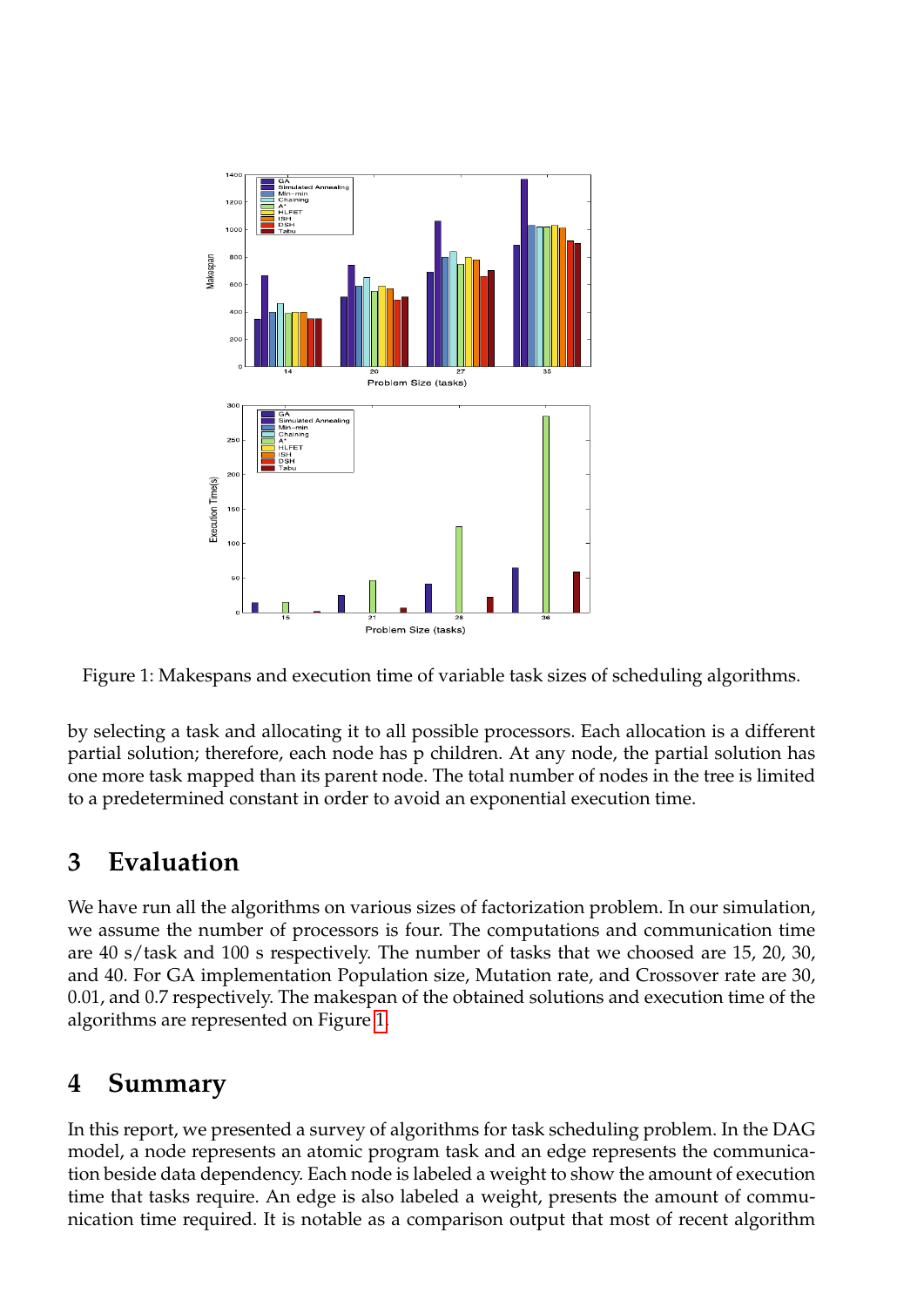Figure 1: Makespans and execution time of variable task sizes of scheduling algorithms.

by selecting a task and allocating it to all possible processors. Each allocation is a different partial solution; therefore, each node has p children. At any node, the partial solution has one more task mapped than its parent node. The total number of nodes in the tree is limited to a predetermined constant in order to avoid an exponential execution time.

## 3 Evaluation

We have run all the algorithms on various sizes of factorization problem. In our simulation, we assume the number of processors is four. The computations and communication time are 40 s/task and 100 s respectively. The number of tasks that we choosed are 15, 20, 30, and 40. For GA implementation Population size, Mutation rate, and Crossover rate are 30, 0.01, and 0.7 respectively. The makespan of the obtained solutions and execution time of the algorithms are represented on Figure 1.

## 4 Summary

In this report, we presented a survey of algorithms for task scheduling problem. In the DAG model, a node represents an atomic program task and an edge represents the communication beside data dependency. Each node is labeled a weight to show the amount of execution time that tasks require. An edge is also labeled a weight, presents the amount of communication time required. It is notable as a comparison output that most of recent algorithm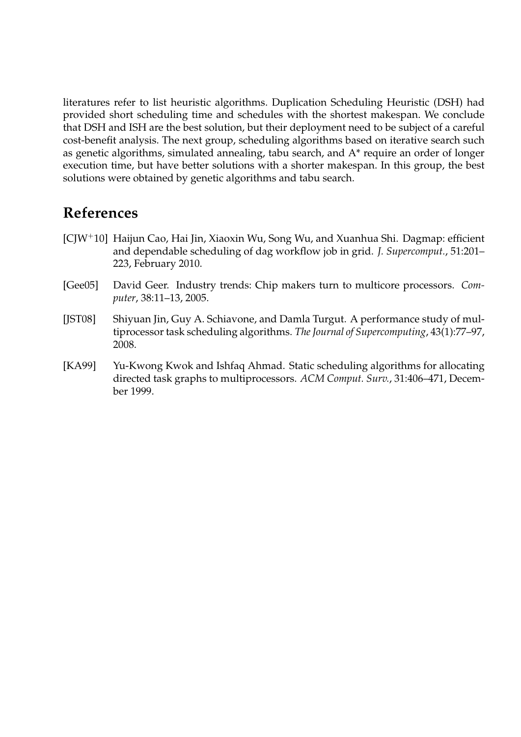literatures refer to list heuristic algorithms. Duplication Scheduling Heuristic (DSH) had provided short scheduling time and schedules with the shortest makespan. We conclude that DSH and ISH are the best solution, but their deployment need to be subject of a careful cost-benefit analysis. The next group, scheduling algorithms based on iterative search such as genetic algorithms, simulated annealing, tabu search, and A* require an order of longer execution time, but have better solutions with a shorter makespan. In this group, the best solutions were obtained by genetic algorithms and tabu search.

## References

[CJW+10] Haijun Cao, Hai Jin, Xiaoxin Wu, Song Wu, and Xuanhua Shi. Dagmap: efficient and dependable scheduling of dag workflow job in grid. *J. Supercomput.*, 51:201–223, February 2010.

[Gee05] David Geer. Industry trends: Chip makers turn to multicore processors. *Computer*, 38:11–13, 2005.

[JST08] Shiyuan Jin, Guy A. Schiavone, and Damla Turgut. A performance study of multiprocessor task scheduling algorithms. *The Journal of Supercomputing*, 43(1):77–97, 2008.

[KA99] Yu-Kwong Kwok and Ishfaq Ahmad. Static scheduling algorithms for allocating directed task graphs to multiprocessors. *ACM Comput. Surv.*, 31:406–471, December 1999.